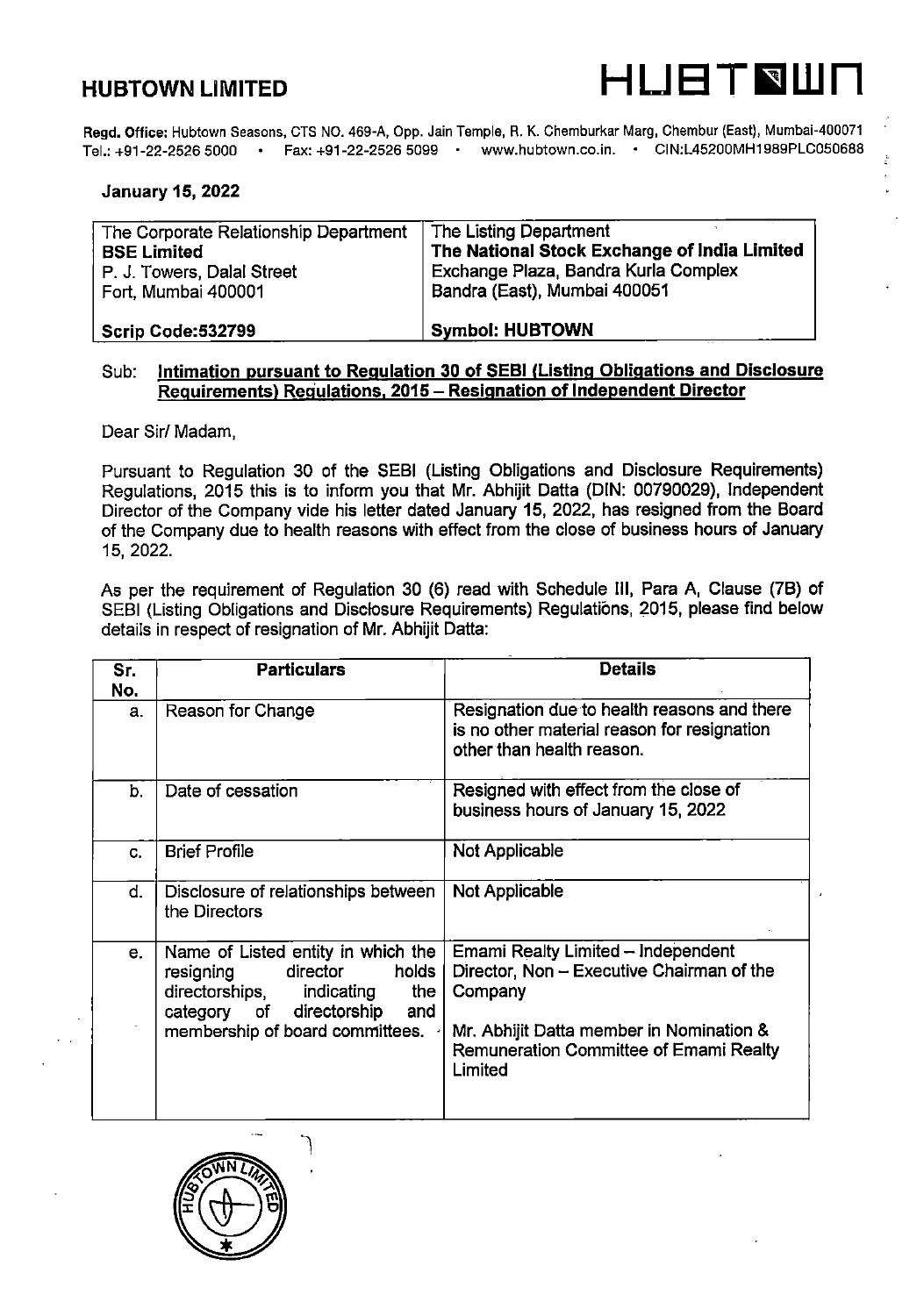# HUBTOWN LIMITED

**Regd. Office:** Hubtown Seasons, CTS NO. 469-A, Opp. Jain Temple, R. K. Chemburkar Marg, Chembur (East), Mumbai-400071
Tel.: +91-22-2526 5000 • Fax: +91-22-2526 5099 • www.hubtown.co.in. • CIN:L45200MH1989PLC050688

**January 15, 2022**

| The Corporate Relationship Department<br>**BSE Limited**<br>P. J. Towers, Dalal Street<br>Fort, Mumbai 400001 | The Listing Department<br>**The National Stock Exchange of India Limited**<br>Exchange Plaza, Bandra Kurla Complex<br>Bandra (East), Mumbai 400051 |
|---|---|
| **Scrip Code:532799** | **Symbol: HUBTOWN** |

Sub: **Intimation pursuant to Regulation 30 of SEBI (Listing Obligations and Disclosure Requirements) Regulations, 2015 – Resignation of Independent Director**

Dear Sir/ Madam,

Pursuant to Regulation 30 of the SEBI (Listing Obligations and Disclosure Requirements) Regulations, 2015 this is to inform you that Mr. Abhijit Datta (DIN: 00790029), Independent Director of the Company vide his letter dated January 15, 2022, has resigned from the Board of the Company due to health reasons with effect from the close of business hours of January 15, 2022.

As per the requirement of Regulation 30 (6) read with Schedule III, Para A, Clause (7B) of SEBI (Listing Obligations and Disclosure Requirements) Regulations, 2015, please find below details in respect of resignation of Mr. Abhijit Datta:

| Sr. No. | Particulars | Details |
|---|---|---|
| a. | Reason for Change | Resignation due to health reasons and there is no other material reason for resignation other than health reason. |
| b. | Date of cessation | Resigned with effect from the close of business hours of January 15, 2022 |
| c. | Brief Profile | Not Applicable |
| d. | Disclosure of relationships between the Directors | Not Applicable |
| e. | Name of Listed entity in which the resigning director holds directorships, indicating the category of directorship and membership of board committees. | Emami Realty Limited – Independent Director, Non – Executive Chairman of the Company<br><br>Mr. Abhijit Datta member in Nomination & Remuneration Committee of Emami Realty Limited |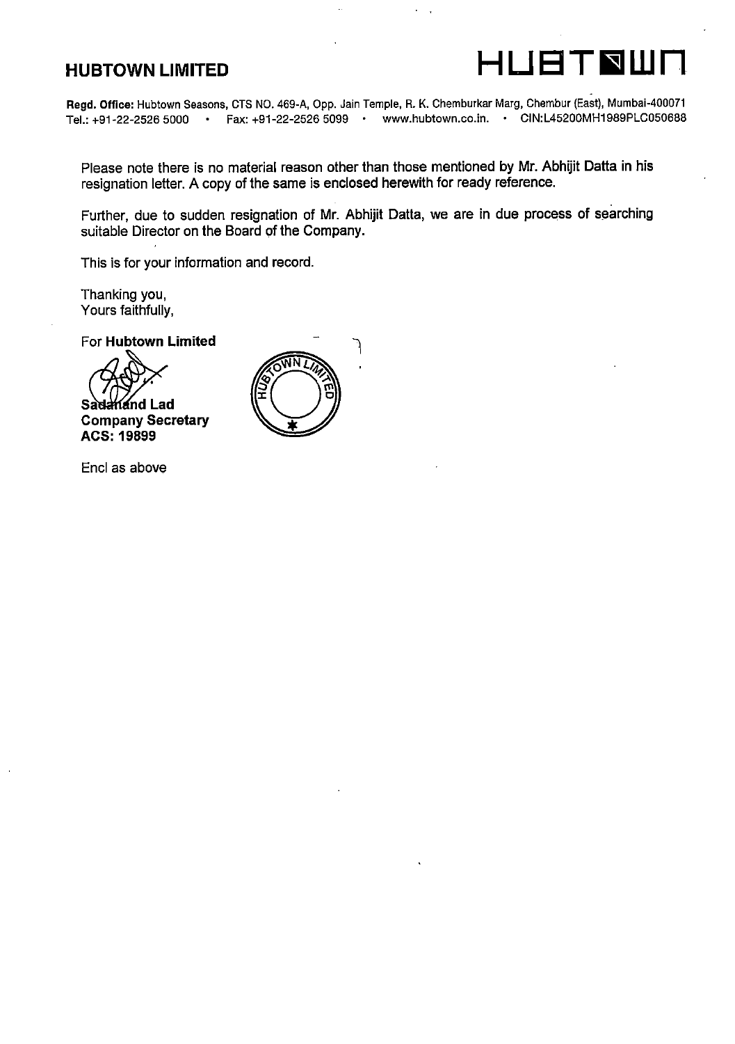**HUBTOWN LIMITED**

**HUBTOWN**

**Regd. Office:** Hubtown Seasons, CTS NO. 469-A, Opp. Jain Temple, R. K. Chemburkar Marg, Chembur (East), Mumbai-400071
Tel.: +91-22-2526 5000 • Fax: +91-22-2526 5099 • www.hubtown.co.in. • CIN:L45200MH1989PLC050688

Please note there is no material reason other than those mentioned by Mr. Abhijit Datta in his resignation letter. A copy of the same is enclosed herewith for ready reference.

Further, due to sudden resignation of Mr. Abhijit Datta, we are in due process of searching suitable Director on the Board of the Company.

This is for your information and record.

Thanking you,
Yours faithfully,

For **Hubtown Limited**

**Sadanand Lad**
**Company Secretary**
**ACS: 19899**

Encl as above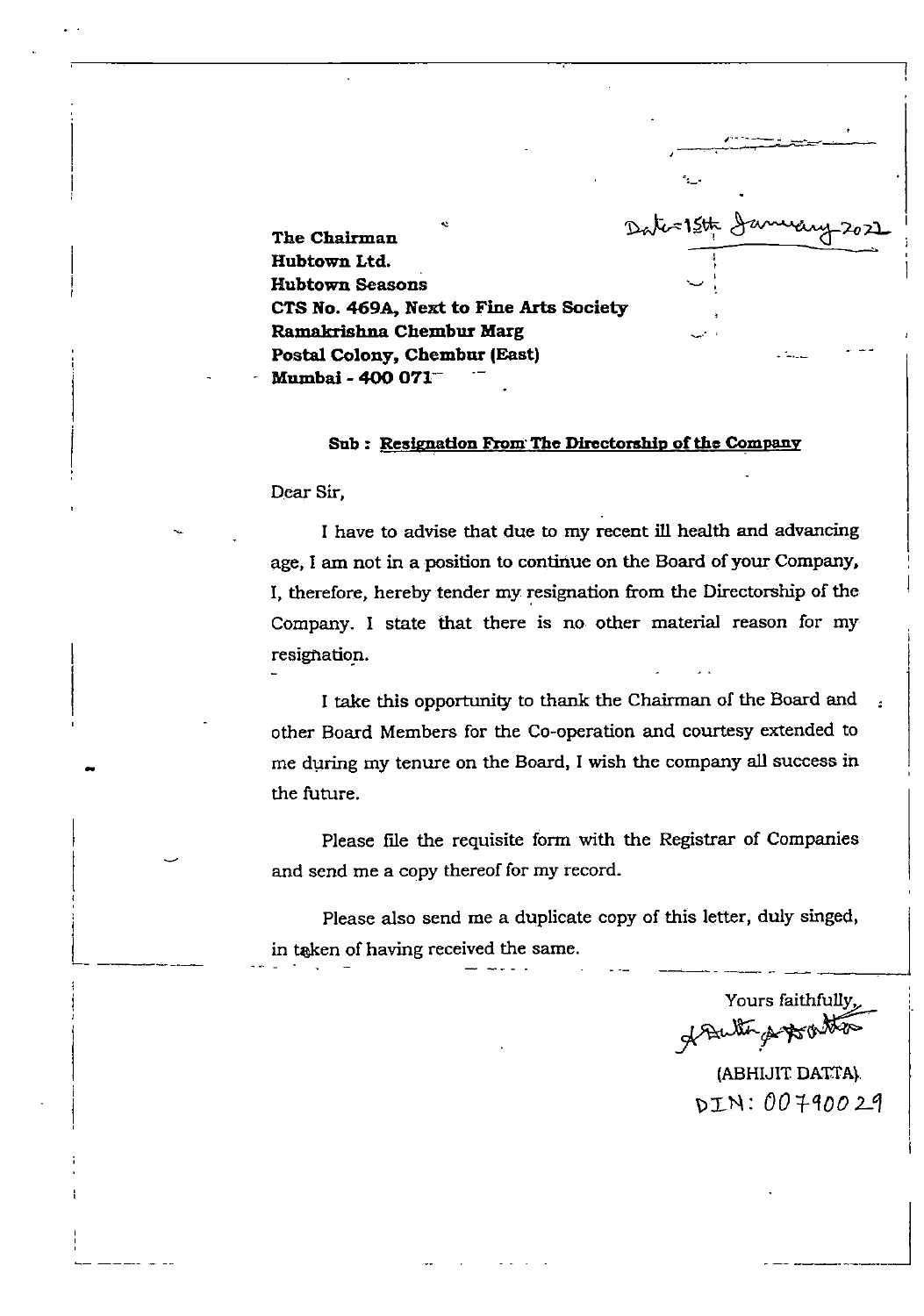Date: 15th January 2022

**The Chairman**
**Hubtown Ltd.**
**Hubtown Seasons**
**CTS No. 469A, Next to Fine Arts Society**
**Ramakrishna Chembur Marg**
**Postal Colony, Chembur (East)**
**Mumbai - 400 071**

**Sub : Resignation From The Directorship of the Company**

Dear Sir,

I have to advise that due to my recent ill health and advancing age, I am not in a position to continue on the Board of your Company, I, therefore, hereby tender my resignation from the Directorship of the Company. I state that there is no other material reason for my resignation.

I take this opportunity to thank the Chairman of the Board and other Board Members for the Co-operation and courtesy extended to me during my tenure on the Board, I wish the company all success in the future.

Please file the requisite form with the Registrar of Companies and send me a copy thereof for my record.

Please also send me a duplicate copy of this letter, duly singed, in taken of having received the same.

Yours faithfully,

(ABHIJIT DATTA)
DIN: 00790029